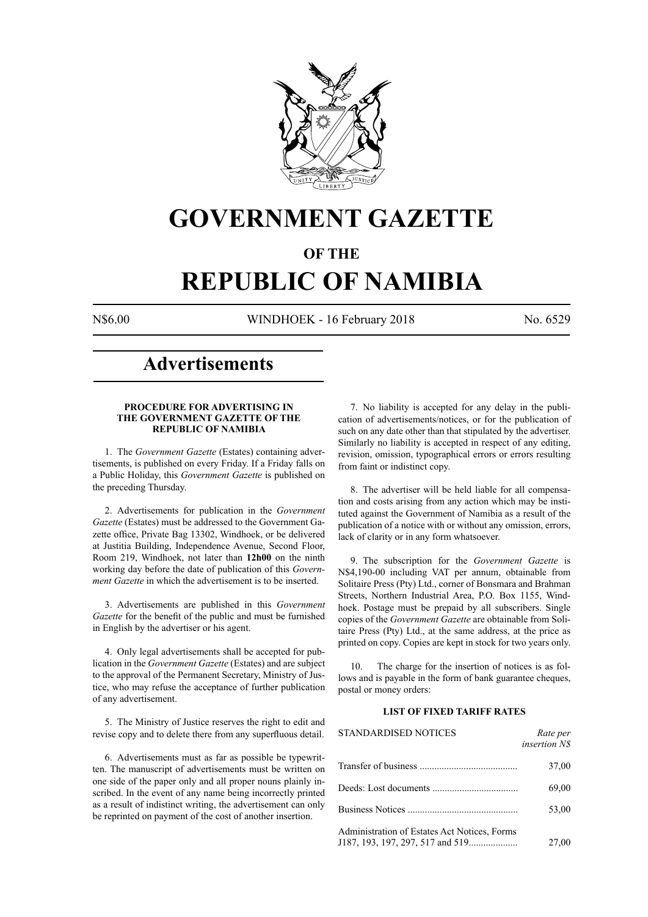# GOVERNMENT GAZETTE

## OF THE

# REPUBLIC OF NAMIBIA

N$6.00 WINDHOEK - 16 February 2018 No. 6529

# Advertisements

**PROCEDURE FOR ADVERTISING IN THE GOVERNMENT GAZETTE OF THE REPUBLIC OF NAMIBIA**

1. The *Government Gazette* (Estates) containing advertisements, is published on every Friday. If a Friday falls on a Public Holiday, this *Government Gazette* is published on the preceding Thursday.

2. Advertisements for publication in the *Government Gazette* (Estates) must be addressed to the Government Gazette office, Private Bag 13302, Windhoek, or be delivered at Justitia Building, Independence Avenue, Second Floor, Room 219, Windhoek, not later than **12h00** on the ninth working day before the date of publication of this *Government Gazette* in which the advertisement is to be inserted.

3. Advertisements are published in this *Government Gazette* for the benefit of the public and must be furnished in English by the advertiser or his agent.

4. Only legal advertisements shall be accepted for publication in the *Government Gazette* (Estates) and are subject to the approval of the Permanent Secretary, Ministry of Justice, who may refuse the acceptance of further publication of any advertisement.

5. The Ministry of Justice reserves the right to edit and revise copy and to delete there from any superfluous detail.

6. Advertisements must as far as possible be typewritten. The manuscript of advertisements must be written on one side of the paper only and all proper nouns plainly inscribed. In the event of any name being incorrectly printed as a result of indistinct writing, the advertisement can only be reprinted on payment of the cost of another insertion.

7. No liability is accepted for any delay in the publication of advertisements/notices, or for the publication of such on any date other than that stipulated by the advertiser. Similarly no liability is accepted in respect of any editing, revision, omission, typographical errors or errors resulting from faint or indistinct copy.

8. The advertiser will be held liable for all compensation and costs arising from any action which may be instituted against the Government of Namibia as a result of the publication of a notice with or without any omission, errors, lack of clarity or in any form whatsoever.

9. The subscription for the *Government Gazette* is N$4,190-00 including VAT per annum, obtainable from Solitaire Press (Pty) Ltd., corner of Bonsmara and Brahman Streets, Northern Industrial Area, P.O. Box 1155, Windhoek. Postage must be prepaid by all subscribers. Single copies of the *Government Gazette* are obtainable from Solitaire Press (Pty) Ltd., at the same address, at the price as printed on copy. Copies are kept in stock for two years only.

10. The charge for the insertion of notices is as follows and is payable in the form of bank guarantee cheques, postal or money orders:

**LIST OF FIXED TARIFF RATES**

| STANDARDISED NOTICES | *Rate per insertion N$* |
|---|---|
| Transfer of business | 37,00 |
| Deeds: Lost documents | 69,00 |
| Business Notices | 53,00 |
| Administration of Estates Act Notices, Forms J187, 193, 197, 297, 517 and 519 | 27,00 |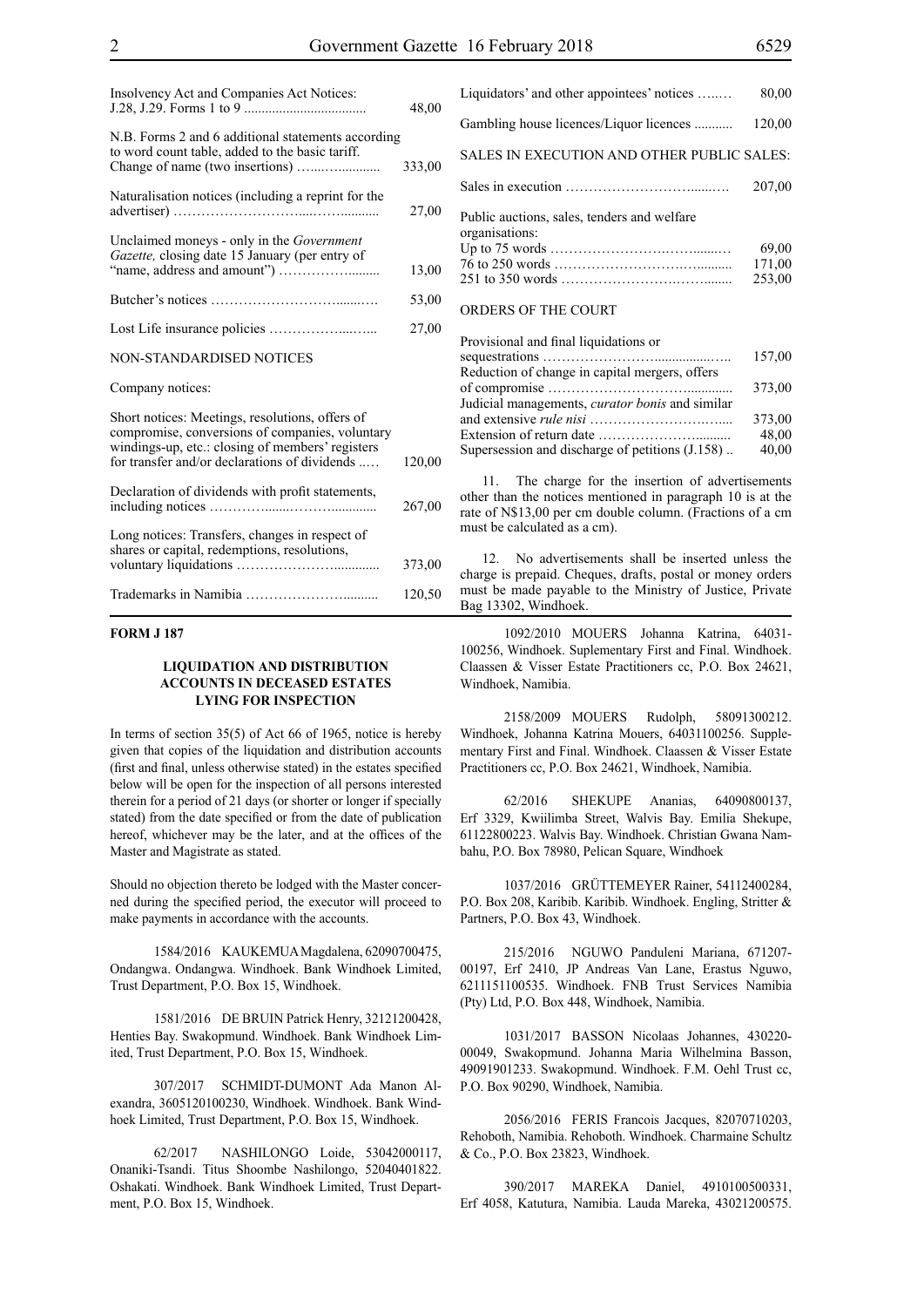| | |
|---|---|
| Insolvency Act and Companies Act Notices: J.28, J.29. Forms 1 to 9 | 48,00 |
| N.B. Forms 2 and 6 additional statements according to word count table, added to the basic tariff. Change of name (two insertions) | 333,00 |
| Naturalisation notices (including a reprint for the advertiser) | 27,00 |
| Unclaimed moneys - only in the *Government Gazette,* closing date 15 January (per entry of "name, address and amount") | 13,00 |
| Butcher's notices | 53,00 |
| Lost Life insurance policies | 27,00 |
| NON-STANDARDISED NOTICES | |
| Company notices: | |
| Short notices: Meetings, resolutions, offers of compromise, conversions of companies, voluntary windings-up, etc.: closing of members' registers for transfer and/or declarations of dividends | 120,00 |
| Declaration of dividends with profit statements, including notices | 267,00 |
| Long notices: Transfers, changes in respect of shares or capital, redemptions, resolutions, voluntary liquidations | 373,00 |
| Trademarks in Namibia | 120,50 |
| Liquidators' and other appointees' notices | 80,00 |
| Gambling house licences/Liquor licences | 120,00 |
| SALES IN EXECUTION AND OTHER PUBLIC SALES: | |
| Sales in execution | 207,00 |
| Public auctions, sales, tenders and welfare organisations: | |
| Up to 75 words | 69,00 |
| 76 to 250 words | 171,00 |
| 251 to 350 words | 253,00 |
| ORDERS OF THE COURT | |
| Provisional and final liquidations or sequestrations | 157,00 |
| Reduction of change in capital mergers, offers of compromise | 373,00 |
| Judicial managements, *curator bonis* and similar and extensive *rule nisi* | 373,00 |
| Extension of return date | 48,00 |
| Supersession and discharge of petitions (J.158) | 40,00 |

11. The charge for the insertion of advertisements other than the notices mentioned in paragraph 10 is at the rate of N$13,00 per cm double column. (Fractions of a cm must be calculated as a cm).

12. No advertisements shall be inserted unless the charge is prepaid. Cheques, drafts, postal or money orders must be made payable to the Ministry of Justice, Private Bag 13302, Windhoek.

**FORM J 187**

### LIQUIDATION AND DISTRIBUTION ACCOUNTS IN DECEASED ESTATES LYING FOR INSPECTION

In terms of section 35(5) of Act 66 of 1965, notice is hereby given that copies of the liquidation and distribution accounts (first and final, unless otherwise stated) in the estates specified below will be open for the inspection of all persons interested therein for a period of 21 days (or shorter or longer if specially stated) from the date specified or from the date of publication hereof, whichever may be the later, and at the offices of the Master and Magistrate as stated.

Should no objection thereto be lodged with the Master concerned during the specified period, the executor will proceed to make payments in accordance with the accounts.

1584/2016 KAUKEMUA Magdalena, 62090700475, Ondangwa. Ondangwa. Windhoek. Bank Windhoek Limited, Trust Department, P.O. Box 15, Windhoek.

1581/2016 DE BRUIN Patrick Henry, 32121200428, Henties Bay. Swakopmund. Windhoek. Bank Windhoek Limited, Trust Department, P.O. Box 15, Windhoek.

307/2017 SCHMIDT-DUMONT Ada Manon Alexandra, 3605120100230, Windhoek. Windhoek. Bank Windhoek Limited, Trust Department, P.O. Box 15, Windhoek.

62/2017 NASHILONGO Loide, 53042000117, Onaniki-Tsandi. Titus Shoombe Nashilongo, 52040401822. Oshakati. Windhoek. Bank Windhoek Limited, Trust Department, P.O. Box 15, Windhoek.

1092/2010 MOUERS Johanna Katrina, 64031-100256, Windhoek. Suplementary First and Final. Windhoek. Claassen & Visser Estate Practitioners cc, P.O. Box 24621, Windhoek, Namibia.

2158/2009 MOUERS Rudolph, 58091300212. Windhoek, Johanna Katrina Mouers, 64031100256. Supplementary First and Final. Windhoek. Claassen & Visser Estate Practitioners cc, P.O. Box 24621, Windhoek, Namibia.

62/2016 SHEKUPE Ananias, 64090800137, Erf 3329, Kwiilimba Street, Walvis Bay. Emilia Shekupe, 61122800223. Walvis Bay. Windhoek. Christian Gwana Nambahu, P.O. Box 78980, Pelican Square, Windhoek

1037/2016 GRÜTTEMEYER Rainer, 54112400284, P.O. Box 208, Karibib. Karibib. Windhoek. Engling, Stritter & Partners, P.O. Box 43, Windhoek.

215/2016 NGUWO Panduleni Mariana, 671207-00197, Erf 2410, JP Andreas Van Lane, Erastus Nguwo, 6211151100535. Windhoek. FNB Trust Services Namibia (Pty) Ltd, P.O. Box 448, Windhoek, Namibia.

1031/2017 BASSON Nicolaas Johannes, 430220-00049, Swakopmund. Johanna Maria Wilhelmina Basson, 49091901233. Swakopmund. Windhoek. F.M. Oehl Trust cc, P.O. Box 90290, Windhoek, Namibia.

2056/2016 FERIS Francois Jacques, 82070710203, Rehoboth, Namibia. Rehoboth. Windhoek. Charmaine Schultz & Co., P.O. Box 23823, Windhoek.

390/2017 MAREKA Daniel, 4910100500331, Erf 4058, Katutura, Namibia. Lauda Mareka, 43021200575.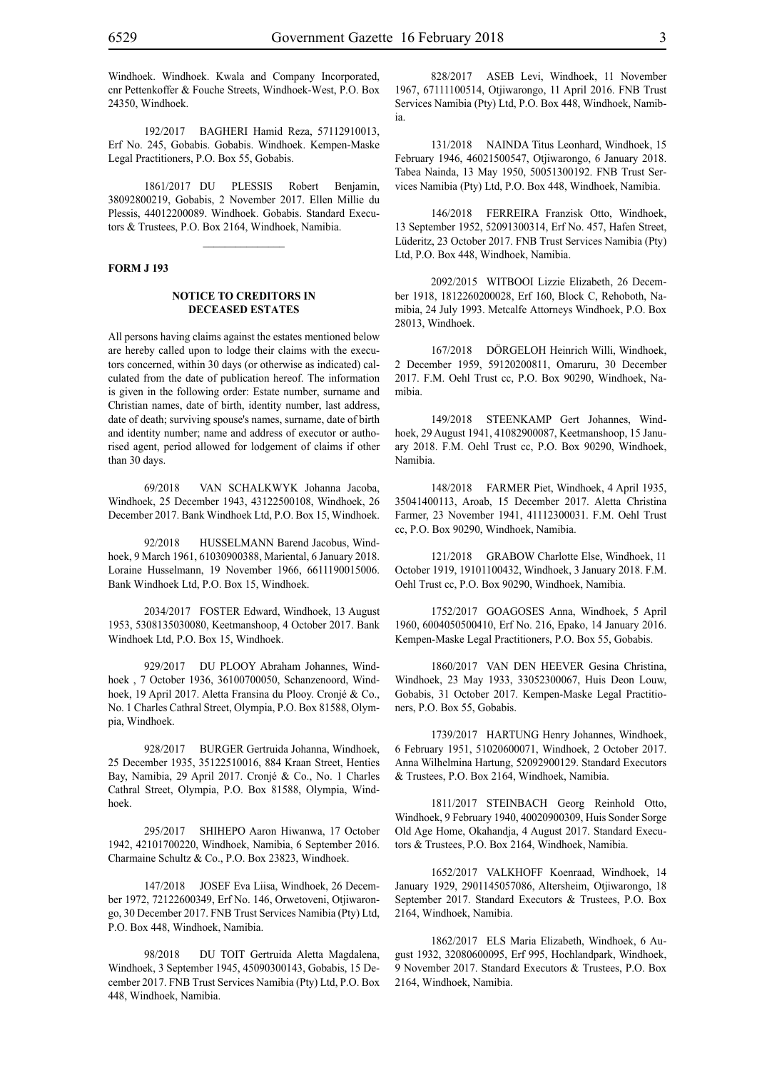Windhoek. Windhoek. Kwala and Company Incorporated, cnr Pettenkoffer & Fouche Streets, Windhoek-West, P.O. Box 24350, Windhoek.

192/2017 BAGHERI Hamid Reza, 57112910013, Erf No. 245, Gobabis. Gobabis. Windhoek. Kempen-Maske Legal Practitioners, P.O. Box 55, Gobabis.

1861/2017 DU PLESSIS Robert Benjamin, 38092800219, Gobabis, 2 November 2017. Ellen Millie du Plessis, 44012200089. Windhoek. Gobabis. Standard Executors & Trustees, P.O. Box 2164, Windhoek, Namibia.

---

**FORM J 193**

**NOTICE TO CREDITORS IN DECEASED ESTATES**

All persons having claims against the estates mentioned below are hereby called upon to lodge their claims with the executors concerned, within 30 days (or otherwise as indicated) calculated from the date of publication hereof. The information is given in the following order: Estate number, surname and Christian names, date of birth, identity number, last address, date of death; surviving spouse's names, surname, date of birth and identity number; name and address of executor or authorised agent, period allowed for lodgement of claims if other than 30 days.

69/2018 VAN SCHALKWYK Johanna Jacoba, Windhoek, 25 December 1943, 43122500108, Windhoek, 26 December 2017. Bank Windhoek Ltd, P.O. Box 15, Windhoek.

92/2018 HUSSELMANN Barend Jacobus, Windhoek, 9 March 1961, 61030900388, Mariental, 6 January 2018. Loraine Husselmann, 19 November 1966, 6611190015006. Bank Windhoek Ltd, P.O. Box 15, Windhoek.

2034/2017 FOSTER Edward, Windhoek, 13 August 1953, 5308135030080, Keetmanshoop, 4 October 2017. Bank Windhoek Ltd, P.O. Box 15, Windhoek.

929/2017 DU PLOOY Abraham Johannes, Windhoek , 7 October 1936, 36100700050, Schanzenoord, Windhoek, 19 April 2017. Aletta Fransina du Plooy. Cronjé & Co., No. 1 Charles Cathral Street, Olympia, P.O. Box 81588, Olympia, Windhoek.

928/2017 BURGER Gertruida Johanna, Windhoek, 25 December 1935, 35122510016, 884 Kraan Street, Henties Bay, Namibia, 29 April 2017. Cronjé & Co., No. 1 Charles Cathral Street, Olympia, P.O. Box 81588, Olympia, Windhoek.

295/2017 SHIHEPO Aaron Hiwanwa, 17 October 1942, 42101700220, Windhoek, Namibia, 6 September 2016. Charmaine Schultz & Co., P.O. Box 23823, Windhoek.

147/2018 JOSEF Eva Liisa, Windhoek, 26 December 1972, 72122600349, Erf No. 146, Orwetoveni, Otjiwarongo, 30 December 2017. FNB Trust Services Namibia (Pty) Ltd, P.O. Box 448, Windhoek, Namibia.

98/2018 DU TOIT Gertruida Aletta Magdalena, Windhoek, 3 September 1945, 45090300143, Gobabis, 15 December 2017. FNB Trust Services Namibia (Pty) Ltd, P.O. Box 448, Windhoek, Namibia.

828/2017 ASEB Levi, Windhoek, 11 November 1967, 67111100514, Otjiwarongo, 11 April 2016. FNB Trust Services Namibia (Pty) Ltd, P.O. Box 448, Windhoek, Namibia.

131/2018 NAINDA Titus Leonhard, Windhoek, 15 February 1946, 46021500547, Otjiwarongo, 6 January 2018. Tabea Nainda, 13 May 1950, 50051300192. FNB Trust Services Namibia (Pty) Ltd, P.O. Box 448, Windhoek, Namibia.

146/2018 FERREIRA Franzisk Otto, Windhoek, 13 September 1952, 52091300314, Erf No. 457, Hafen Street, Lüderitz, 23 October 2017. FNB Trust Services Namibia (Pty) Ltd, P.O. Box 448, Windhoek, Namibia.

2092/2015 WITBOOI Lizzie Elizabeth, 26 December 1918, 1812260200028, Erf 160, Block C, Rehoboth, Namibia, 24 July 1993. Metcalfe Attorneys Windhoek, P.O. Box 28013, Windhoek.

167/2018 DÖRGELOH Heinrich Willi, Windhoek, 2 December 1959, 59120200811, Omaruru, 30 December 2017. F.M. Oehl Trust cc, P.O. Box 90290, Windhoek, Namibia.

149/2018 STEENKAMP Gert Johannes, Windhoek, 29 August 1941, 41082900087, Keetmanshoop, 15 January 2018. F.M. Oehl Trust cc, P.O. Box 90290, Windhoek, Namibia.

148/2018 FARMER Piet, Windhoek, 4 April 1935, 35041400113, Aroab, 15 December 2017. Aletta Christina Farmer, 23 November 1941, 41112300031. F.M. Oehl Trust cc, P.O. Box 90290, Windhoek, Namibia.

121/2018 GRABOW Charlotte Else, Windhoek, 11 October 1919, 19101100432, Windhoek, 3 January 2018. F.M. Oehl Trust cc, P.O. Box 90290, Windhoek, Namibia.

1752/2017 GOAGOSES Anna, Windhoek, 5 April 1960, 6004050500410, Erf No. 216, Epako, 14 January 2016. Kempen-Maske Legal Practitioners, P.O. Box 55, Gobabis.

1860/2017 VAN DEN HEEVER Gesina Christina, Windhoek, 23 May 1933, 33052300067, Huis Deon Louw, Gobabis, 31 October 2017. Kempen-Maske Legal Practitioners, P.O. Box 55, Gobabis.

1739/2017 HARTUNG Henry Johannes, Windhoek, 6 February 1951, 51020600071, Windhoek, 2 October 2017. Anna Wilhelmina Hartung, 52092900129. Standard Executors & Trustees, P.O. Box 2164, Windhoek, Namibia.

1811/2017 STEINBACH Georg Reinhold Otto, Windhoek, 9 February 1940, 40020900309, Huis Sonder Sorge Old Age Home, Okahandja, 4 August 2017. Standard Executors & Trustees, P.O. Box 2164, Windhoek, Namibia.

1652/2017 VALKHOFF Koenraad, Windhoek, 14 January 1929, 2901145057086, Altersheim, Otjiwarongo, 18 September 2017. Standard Executors & Trustees, P.O. Box 2164, Windhoek, Namibia.

1862/2017 ELS Maria Elizabeth, Windhoek, 6 August 1932, 32080600095, Erf 995, Hochlandpark, Windhoek, 9 November 2017. Standard Executors & Trustees, P.O. Box 2164, Windhoek, Namibia.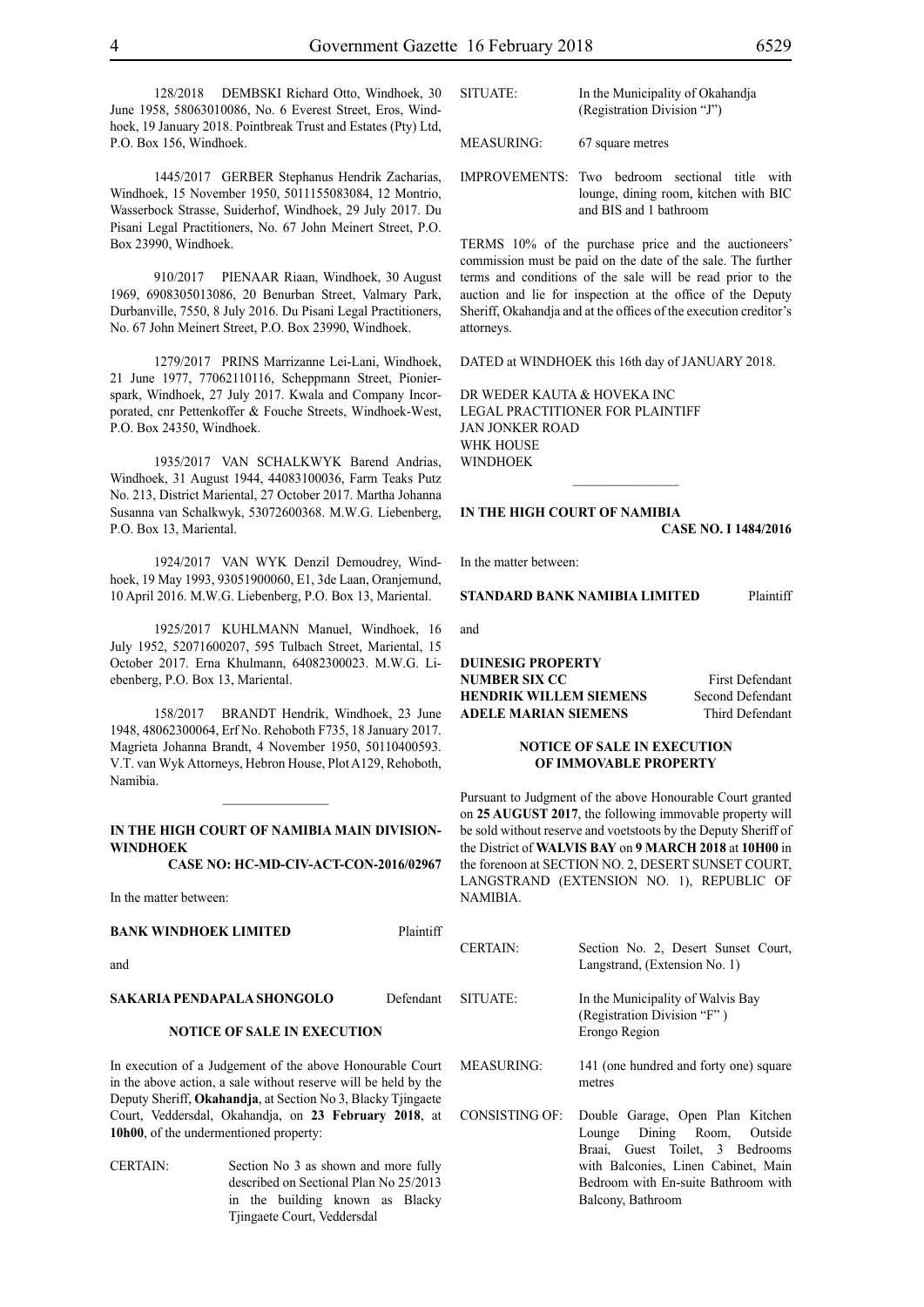128/2018 DEMBSKI Richard Otto, Windhoek, 30 June 1958, 58063010086, No. 6 Everest Street, Eros, Windhoek, 19 January 2018. Pointbreak Trust and Estates (Pty) Ltd, P.O. Box 156, Windhoek.

1445/2017 GERBER Stephanus Hendrik Zacharias, Windhoek, 15 November 1950, 5011155083084, 12 Montrio, Wasserbock Strasse, Suiderhof, Windhoek, 29 July 2017. Du Pisani Legal Practitioners, No. 67 John Meinert Street, P.O. Box 23990, Windhoek.

910/2017 PIENAAR Riaan, Windhoek, 30 August 1969, 6908305013086, 20 Benurban Street, Valmary Park, Durbanville, 7550, 8 July 2016. Du Pisani Legal Practitioners, No. 67 John Meinert Street, P.O. Box 23990, Windhoek.

1279/2017 PRINS Marrizanne Lei-Lani, Windhoek, 21 June 1977, 77062110116, Scheppmann Street, Pionierspark, Windhoek, 27 July 2017. Kwala and Company Incorporated, cnr Pettenkoffer & Fouche Streets, Windhoek-West, P.O. Box 24350, Windhoek.

1935/2017 VAN SCHALKWYK Barend Andrias, Windhoek, 31 August 1944, 44083100036, Farm Teaks Putz No. 213, District Mariental, 27 October 2017. Martha Johanna Susanna van Schalkwyk, 53072600368. M.W.G. Liebenberg, P.O. Box 13, Mariental.

1924/2017 VAN WYK Denzil Demoudrey, Windhoek, 19 May 1993, 93051900060, E1, 3de Laan, Oranjemund, 10 April 2016. M.W.G. Liebenberg, P.O. Box 13, Mariental.

1925/2017 KUHLMANN Manuel, Windhoek, 16 July 1952, 52071600207, 595 Tulbach Street, Mariental, 15 October 2017. Erna Khulmann, 64082300023. M.W.G. Liebenberg, P.O. Box 13, Mariental.

158/2017 BRANDT Hendrik, Windhoek, 23 June 1948, 48062300064, Erf No. Rehoboth F735, 18 January 2017. Magrieta Johanna Brandt, 4 November 1950, 50110400593. V.T. van Wyk Attorneys, Hebron House, Plot A129, Rehoboth, Namibia.

---

**IN THE HIGH COURT OF NAMIBIA MAIN DIVISION-WINDHOEK**

**CASE NO: HC-MD-CIV-ACT-CON-2016/02967**

In the matter between:

**BANK WINDHOEK LIMITED** Plaintiff

and

**SAKARIA PENDAPALA SHONGOLO** Defendant

**NOTICE OF SALE IN EXECUTION**

In execution of a Judgement of the above Honourable Court in the above action, a sale without reserve will be held by the Deputy Sheriff, **Okahandja**, at Section No 3, Blacky Tjingaete Court, Veddersdal, Okahandja, on **23 February 2018**, at **10h00**, of the undermentioned property:

CERTAIN: Section No 3 as shown and more fully described on Sectional Plan No 25/2013 in the building known as Blacky Tjingaete Court, Veddersdal

SITUATE: In the Municipality of Okahandja (Registration Division "J")

MEASURING: 67 square metres

IMPROVEMENTS: Two bedroom sectional title with lounge, dining room, kitchen with BIC and BIS and 1 bathroom

TERMS 10% of the purchase price and the auctioneers' commission must be paid on the date of the sale. The further terms and conditions of the sale will be read prior to the auction and lie for inspection at the office of the Deputy Sheriff, Okahandja and at the offices of the execution creditor's attorneys.

DATED at WINDHOEK this 16th day of JANUARY 2018.

DR WEDER KAUTA & HOVEKA INC
LEGAL PRACTITIONER FOR PLAINTIFF
JAN JONKER ROAD
WHK HOUSE
WINDHOEK

---

**IN THE HIGH COURT OF NAMIBIA**

**CASE NO. I 1484/2016**

In the matter between:

**STANDARD BANK NAMIBIA LIMITED** Plaintiff

and

**DUINESIG PROPERTY NUMBER SIX CC** First Defendant
**HENDRIK WILLEM SIEMENS** Second Defendant
**ADELE MARIAN SIEMENS** Third Defendant

**NOTICE OF SALE IN EXECUTION OF IMMOVABLE PROPERTY**

Pursuant to Judgment of the above Honourable Court granted on **25 AUGUST 2017**, the following immovable property will be sold without reserve and voetstoots by the Deputy Sheriff of the District of **WALVIS BAY** on **9 MARCH 2018** at **10H00** in the forenoon at SECTION NO. 2, DESERT SUNSET COURT, LANGSTRAND (EXTENSION NO. 1), REPUBLIC OF NAMIBIA.

CERTAIN: Section No. 2, Desert Sunset Court, Langstrand, (Extension No. 1)

SITUATE: In the Municipality of Walvis Bay (Registration Division "F") Erongo Region

MEASURING: 141 (one hundred and forty one) square metres

CONSISTING OF: Double Garage, Open Plan Kitchen Lounge Dining Room, Outside Braai, Guest Toilet, 3 Bedrooms with Balconies, Linen Cabinet, Main Bedroom with En-suite Bathroom with Balcony, Bathroom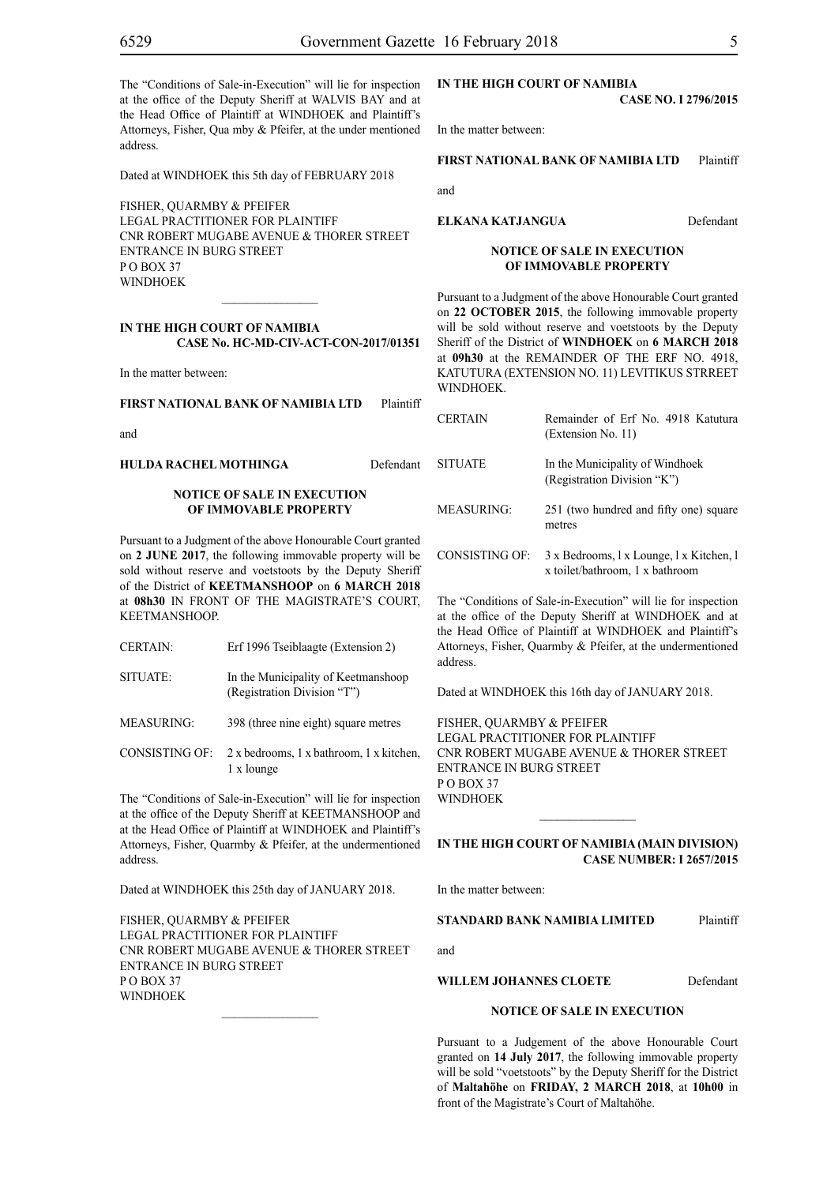The "Conditions of Sale-in-Execution" will lie for inspection at the office of the Deputy Sheriff at WALVIS BAY and at the Head Office of Plaintiff at WINDHOEK and Plaintiff's Attorneys, Fisher, Qua mby & Pfeifer, at the under mentioned address.

Dated at WINDHOEK this 5th day of FEBRUARY 2018

FISHER, QUARMBY & PFEIFER
LEGAL PRACTITIONER FOR PLAINTIFF
CNR ROBERT MUGABE AVENUE & THORER STREET
ENTRANCE IN BURG STREET
P O BOX 37
WINDHOEK

---

**IN THE HIGH COURT OF NAMIBIA**
**CASE No. HC-MD-CIV-ACT-CON-2017/01351**

In the matter between:

**FIRST NATIONAL BANK OF NAMIBIA LTD** Plaintiff

and

**HULDA RACHEL MOTHINGA** Defendant

**NOTICE OF SALE IN EXECUTION OF IMMOVABLE PROPERTY**

Pursuant to a Judgment of the above Honourable Court granted on **2 JUNE 2017**, the following immovable property will be sold without reserve and voetstoots by the Deputy Sheriff of the District of **KEETMANSHOOP** on **6 MARCH 2018** at **08h30** IN FRONT OF THE MAGISTRATE'S COURT, KEETMANSHOOP.

| | |
|---|---|
| CERTAIN: | Erf 1996 Tseiblaagte (Extension 2) |
| SITUATE: | In the Municipality of Keetmanshoop (Registration Division "T") |
| MEASURING: | 398 (three nine eight) square metres |
| CONSISTING OF: | 2 x bedrooms, 1 x bathroom, 1 x kitchen, 1 x lounge |

The "Conditions of Sale-in-Execution" will lie for inspection at the office of the Deputy Sheriff at KEETMANSHOOP and at the Head Office of Plaintiff at WINDHOEK and Plaintiff's Attorneys, Fisher, Quarmby & Pfeifer, at the undermentioned address.

Dated at WINDHOEK this 25th day of JANUARY 2018.

FISHER, QUARMBY & PFEIFER
LEGAL PRACTITIONER FOR PLAINTIFF
CNR ROBERT MUGABE AVENUE & THORER STREET
ENTRANCE IN BURG STREET
P O BOX 37
WINDHOEK

---

**IN THE HIGH COURT OF NAMIBIA**
**CASE NO. I 2796/2015**

In the matter between:

**FIRST NATIONAL BANK OF NAMIBIA LTD** Plaintiff

and

**ELKANA KATJANGUA** Defendant

**NOTICE OF SALE IN EXECUTION OF IMMOVABLE PROPERTY**

Pursuant to a Judgment of the above Honourable Court granted on **22 OCTOBER 2015**, the following immovable property will be sold without reserve and voetstoots by the Deputy Sheriff of the District of **WINDHOEK** on **6 MARCH 2018** at **09h30** at the REMAINDER OF THE ERF NO. 4918, KATUTURA (EXTENSION NO. 11) LEVITIKUS STRREET WINDHOEK.

| | |
|---|---|
| CERTAIN | Remainder of Erf No. 4918 Katutura (Extension No. 11) |
| SITUATE | In the Municipality of Windhoek (Registration Division "K") |
| MEASURING: | 251 (two hundred and fifty one) square metres |
| CONSISTING OF: | 3 x Bedrooms, l x Lounge, l x Kitchen, l x toilet/bathroom, 1 x bathroom |

The "Conditions of Sale-in-Execution" will lie for inspection at the office of the Deputy Sheriff at WINDHOEK and at the Head Office of Plaintiff at WINDHOEK and Plaintiff's Attorneys, Fisher, Quarmby & Pfeifer, at the undermentioned address.

Dated at WINDHOEK this 16th day of JANUARY 2018.

FISHER, QUARMBY & PFEIFER
LEGAL PRACTITIONER FOR PLAINTIFF
CNR ROBERT MUGABE AVENUE & THORER STREET
ENTRANCE IN BURG STREET
P O BOX 37
WINDHOEK

---

**IN THE HIGH COURT OF NAMIBIA (MAIN DIVISION)**
**CASE NUMBER: I 2657/2015**

In the matter between:

**STANDARD BANK NAMIBIA LIMITED** Plaintiff

and

**WILLEM JOHANNES CLOETE** Defendant

**NOTICE OF SALE IN EXECUTION**

Pursuant to a Judgement of the above Honourable Court granted on **14 July 2017**, the following immovable property will be sold "voetstoots" by the Deputy Sheriff for the District of **Maltahöhe** on **FRIDAY, 2 MARCH 2018**, at **10h00** in front of the Magistrate's Court of Maltahöhe.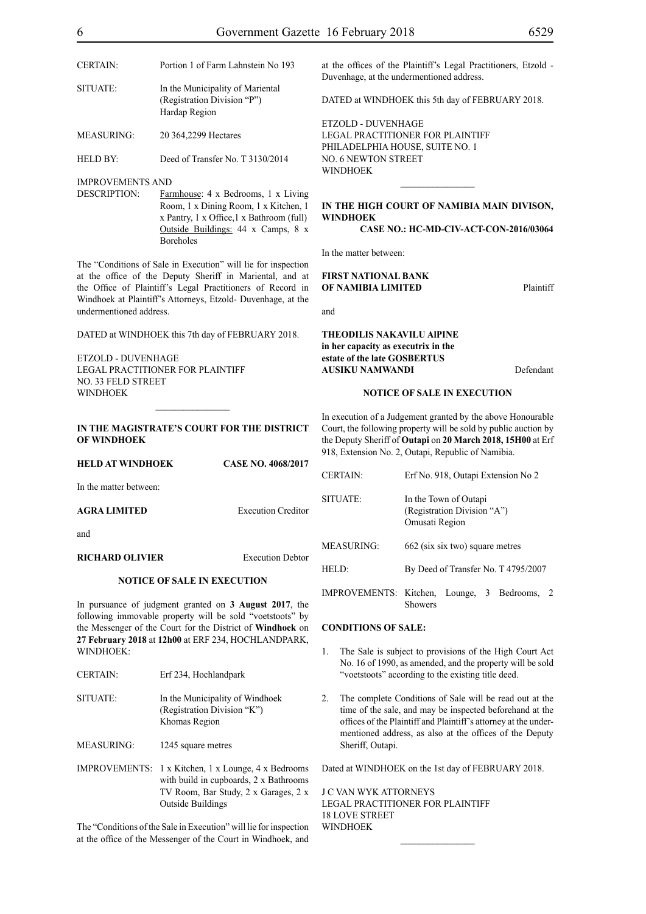| | |
|---|---|
| CERTAIN: | Portion 1 of Farm Lahnstein No 193 |
| SITUATE: | In the Municipality of Mariental (Registration Division "P") Hardap Region |
| MEASURING: | 20 364,2299 Hectares |
| HELD BY: | Deed of Transfer No. T 3130/2014 |
| IMPROVEMENTS AND DESCRIPTION: | Farmhouse: 4 x Bedrooms, 1 x Living Room, 1 x Dining Room, 1 x Kitchen, 1 x Pantry, 1 x Office,1 x Bathroom (full) Outside Buildings: 44 x Camps, 8 x Boreholes |

The "Conditions of Sale in Execution" will lie for inspection at the office of the Deputy Sheriff in Mariental, and at the Office of Plaintiff's Legal Practitioners of Record in Windhoek at Plaintiff's Attorneys, Etzold- Duvenhage, at the undermentioned address.

DATED at WINDHOEK this 7th day of FEBRUARY 2018.

ETZOLD - DUVENHAGE  
LEGAL PRACTITIONER FOR PLAINTIFF  
NO. 33 FELD STREET  
WINDHOEK

---

**IN THE MAGISTRATE'S COURT FOR THE DISTRICT OF WINDHOEK**

**HELD AT WINDHOEK** **CASE NO. 4068/2017**

In the matter between:

**AGRA LIMITED** Execution Creditor

and

**RICHARD OLIVIER** Execution Debtor

**NOTICE OF SALE IN EXECUTION**

In pursuance of judgment granted on **3 August 2017**, the following immovable property will be sold "voetstoots" by the Messenger of the Court for the District of **Windhoek** on **27 February 2018** at **12h00** at ERF 234, HOCHLANDPARK, WINDHOEK:

| | |
|---|---|
| CERTAIN: | Erf 234, Hochlandpark |
| SITUATE: | In the Municipality of Windhoek (Registration Division "K") Khomas Region |
| MEASURING: | 1245 square metres |
| IMPROVEMENTS: | 1 x Kitchen, 1 x Lounge, 4 x Bedrooms with build in cupboards, 2 x Bathrooms TV Room, Bar Study, 2 x Garages, 2 x Outside Buildings |

The "Conditions of the Sale in Execution" will lie for inspection at the office of the Messenger of the Court in Windhoek, and at the offices of the Plaintiff's Legal Practitioners, Etzold - Duvenhage, at the undermentioned address.

DATED at WINDHOEK this 5th day of FEBRUARY 2018.

ETZOLD - DUVENHAGE  
LEGAL PRACTITIONER FOR PLAINTIFF  
PHILADELPHIA HOUSE, SUITE NO. 1  
NO. 6 NEWTON STREET  
WINDHOEK

---

**IN THE HIGH COURT OF NAMIBIA MAIN DIVISON, WINDHOEK**

**CASE NO.: HC-MD-CIV-ACT-CON-2016/03064**

In the matter between:

**FIRST NATIONAL BANK OF NAMIBIA LIMITED** Plaintiff

and

**THEODILIS NAKAVILU AlPINE in her capacity as executrix in the estate of the late GOSBERTUS AUSIKU NAMWANDI** Defendant

**NOTICE OF SALE IN EXECUTION**

In execution of a Judgement granted by the above Honourable Court, the following property will be sold by public auction by the Deputy Sheriff of **Outapi** on **20 March 2018, 15H00** at Erf 918, Extension No. 2, Outapi, Republic of Namibia.

| | |
|---|---|
| CERTAIN: | Erf No. 918, Outapi Extension No 2 |
| SITUATE: | In the Town of Outapi (Registration Division "A") Omusati Region |
| MEASURING: | 662 (six six two) square metres |
| HELD: | By Deed of Transfer No. T 4795/2007 |
| IMPROVEMENTS: | Kitchen, Lounge, 3 Bedrooms, 2 Showers |

**CONDITIONS OF SALE:**

1. The Sale is subject to provisions of the High Court Act No. 16 of 1990, as amended, and the property will be sold "voetstoots" according to the existing title deed.
2. The complete Conditions of Sale will be read out at the time of the sale, and may be inspected beforehand at the offices of the Plaintiff and Plaintiff's attorney at the undermentioned address, as also at the offices of the Deputy Sheriff, Outapi.

Dated at WINDHOEK on the 1st day of FEBRUARY 2018.

J C VAN WYK ATTORNEYS  
LEGAL PRACTITIONER FOR PLAINTIFF  
18 LOVE STREET  
WINDHOEK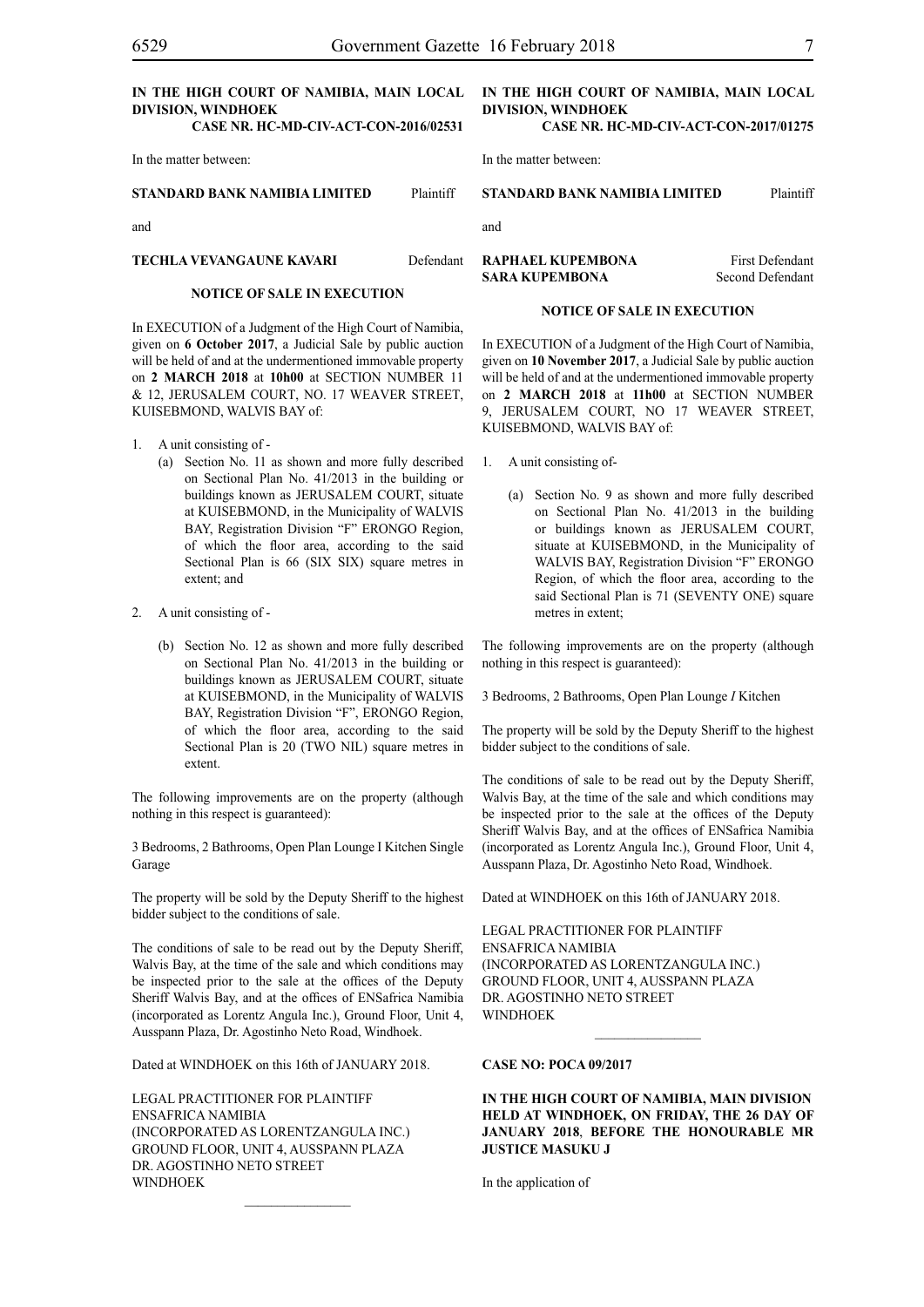**IN THE HIGH COURT OF NAMIBIA, MAIN LOCAL DIVISION, WINDHOEK**
**CASE NR. HC-MD-CIV-ACT-CON-2016/02531**

In the matter between:

**STANDARD BANK NAMIBIA LIMITED** Plaintiff

and

**TECHLA VEVANGAUNE KAVARI** Defendant

**NOTICE OF SALE IN EXECUTION**

In EXECUTION of a Judgment of the High Court of Namibia, given on **6 October 2017**, a Judicial Sale by public auction will be held of and at the undermentioned immovable property on **2 MARCH 2018** at **10h00** at SECTION NUMBER 11 & 12, JERUSALEM COURT, NO. 17 WEAVER STREET, KUISEBMOND, WALVIS BAY of:

1. A unit consisting of -
   (a) Section No. 11 as shown and more fully described on Sectional Plan No. 41/2013 in the building or buildings known as JERUSALEM COURT, situate at KUISEBMOND, in the Municipality of WALVIS BAY, Registration Division "F" ERONGO Region, of which the floor area, according to the said Sectional Plan is 66 (SIX SIX) square metres in extent; and

2. A unit consisting of -
   (b) Section No. 12 as shown and more fully described on Sectional Plan No. 41/2013 in the building or buildings known as JERUSALEM COURT, situate at KUISEBMOND, in the Municipality of WALVIS BAY, Registration Division "F", ERONGO Region, of which the floor area, according to the said Sectional Plan is 20 (TWO NIL) square metres in extent.

The following improvements are on the property (although nothing in this respect is guaranteed):

3 Bedrooms, 2 Bathrooms, Open Plan Lounge I Kitchen Single Garage

The property will be sold by the Deputy Sheriff to the highest bidder subject to the conditions of sale.

The conditions of sale to be read out by the Deputy Sheriff, Walvis Bay, at the time of the sale and which conditions may be inspected prior to the sale at the offices of the Deputy Sheriff Walvis Bay, and at the offices of ENSafrica Namibia (incorporated as Lorentz Angula Inc.), Ground Floor, Unit 4, Ausspann Plaza, Dr. Agostinho Neto Road, Windhoek.

Dated at WINDHOEK on this 16th of JANUARY 2018.

LEGAL PRACTITIONER FOR PLAINTIFF
ENSAFRICA NAMIBIA
(INCORPORATED AS LORENTZANGULA INC.)
GROUND FLOOR, UNIT 4, AUSSPANN PLAZA
DR. AGOSTINHO NETO STREET
WINDHOEK

---

**IN THE HIGH COURT OF NAMIBIA, MAIN LOCAL DIVISION, WINDHOEK**
**CASE NR. HC-MD-CIV-ACT-CON-2017/01275**

In the matter between:

**STANDARD BANK NAMIBIA LIMITED** Plaintiff

and

**RAPHAEL KUPEMBONA** First Defendant
**SARA KUPEMBONA** Second Defendant

**NOTICE OF SALE IN EXECUTION**

In EXECUTION of a Judgment of the High Court of Namibia, given on **10 November 2017**, a Judicial Sale by public auction will be held of and at the undermentioned immovable property on **2 MARCH 2018** at **11h00** at SECTION NUMBER 9, JERUSALEM COURT, NO 17 WEAVER STREET, KUISEBMOND, WALVIS BAY of:

1. A unit consisting of-
   (a) Section No. 9 as shown and more fully described on Sectional Plan No. 41/2013 in the building or buildings known as JERUSALEM COURT, situate at KUISEBMOND, in the Municipality of WALVIS BAY, Registration Division "F" ERONGO Region, of which the floor area, according to the said Sectional Plan is 71 (SEVENTY ONE) square metres in extent;

The following improvements are on the property (although nothing in this respect is guaranteed):

3 Bedrooms, 2 Bathrooms, Open Plan Lounge *I* Kitchen

The property will be sold by the Deputy Sheriff to the highest bidder subject to the conditions of sale.

The conditions of sale to be read out by the Deputy Sheriff, Walvis Bay, at the time of the sale and which conditions may be inspected prior to the sale at the offices of the Deputy Sheriff Walvis Bay, and at the offices of ENSafrica Namibia (incorporated as Lorentz Angula Inc.), Ground Floor, Unit 4, Ausspann Plaza, Dr. Agostinho Neto Road, Windhoek.

Dated at WINDHOEK on this 16th of JANUARY 2018.

LEGAL PRACTITIONER FOR PLAINTIFF
ENSAFRICA NAMIBIA
(INCORPORATED AS LORENTZANGULA INC.)
GROUND FLOOR, UNIT 4, AUSSPANN PLAZA
DR. AGOSTINHO NETO STREET
WINDHOEK

---

**CASE NO: POCA 09/2017**

**IN THE HIGH COURT OF NAMIBIA, MAIN DIVISION HELD AT WINDHOEK, ON FRIDAY, THE 26 DAY OF JANUARY 2018**, **BEFORE THE HONOURABLE MR JUSTICE MASUKU J**

In the application of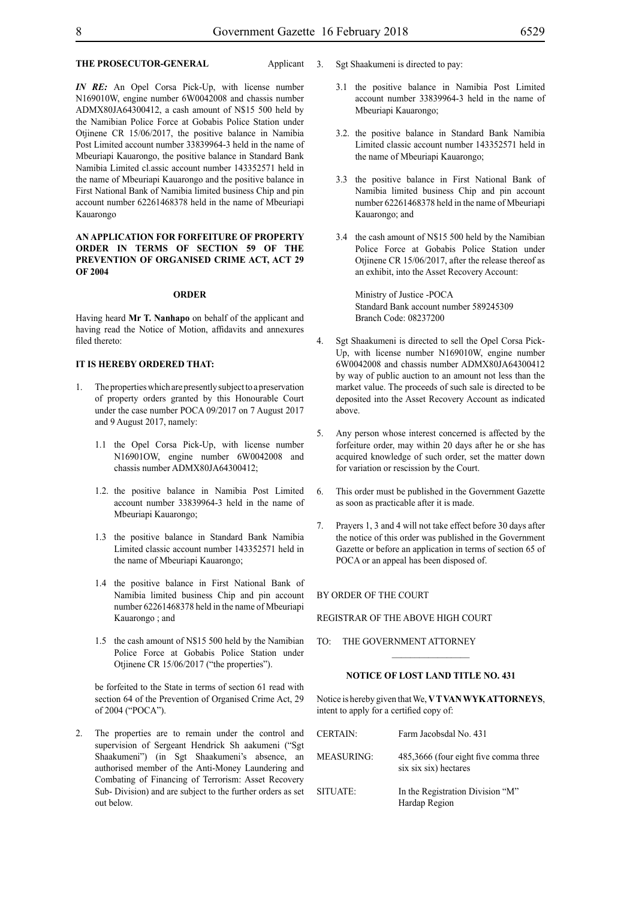**THE PROSECUTOR-GENERAL** Applicant

***IN RE:*** An Opel Corsa Pick-Up, with license number N169010W, engine number 6W0042008 and chassis number ADMX80JA64300412, a cash amount of N$15 500 held by the Namibian Police Force at Gobabis Police Station under Otjinene CR 15/06/2017, the positive balance in Namibia Post Limited account number 33839964-3 held in the name of Mbeuriapi Kauarongo, the positive balance in Standard Bank Namibia Limited cl.assic account number 143352571 held in the name of Mbeuriapi Kauarongo and the positive balance in First National Bank of Namibia limited business Chip and pin account number 62261468378 held in the name of Mbeuriapi Kauarongo

**AN APPLICATION FOR FORFEITURE OF PROPERTY ORDER IN TERMS OF SECTION 59 OF THE PREVENTION OF ORGANISED CRIME ACT, ACT 29 OF 2004**

**ORDER**

Having heard **Mr T. Nanhapo** on behalf of the applicant and having read the Notice of Motion, affidavits and annexures filed thereto:

**IT IS HEREBY ORDERED THAT:**

1. The properties which are presently subject to a preservation of property orders granted by this Honourable Court under the case number POCA 09/2017 on 7 August 2017 and 9 August 2017, namely:

   1.1 the Opel Corsa Pick-Up, with license number N16901OW, engine number 6W0042008 and chassis number ADMX80JA64300412;

   1.2. the positive balance in Namibia Post Limited account number 33839964-3 held in the name of Mbeuriapi Kauarongo;

   1.3 the positive balance in Standard Bank Namibia Limited classic account number 143352571 held in the name of Mbeuriapi Kauarongo;

   1.4 the positive balance in First National Bank of Namibia limited business Chip and pin account number 62261468378 held in the name of Mbeuriapi Kauarongo ; and

   1.5 the cash amount of N$15 500 held by the Namibian Police Force at Gobabis Police Station under Otjinene CR 15/06/2017 ("the properties").

   be forfeited to the State in terms of section 61 read with section 64 of the Prevention of Organised Crime Act, 29 of 2004 ("POCA").

2. The properties are to remain under the control and supervision of Sergeant Hendrick Sh aakumeni ("Sgt Shaakumeni") (in Sgt Shaakumeni's absence, an authorised member of the Anti-Money Laundering and Combating of Financing of Terrorism: Asset Recovery Sub- Division) and are subject to the further orders as set out below.

3. Sgt Shaakumeni is directed to pay:

   3.1 the positive balance in Namibia Post Limited account number 33839964-3 held in the name of Mbeuriapi Kauarongo;

   3.2. the positive balance in Standard Bank Namibia Limited classic account number 143352571 held in the name of Mbeuriapi Kauarongo;

   3.3 the positive balance in First National Bank of Namibia limited business Chip and pin account number 62261468378 held in the name of Mbeuriapi Kauarongo; and

   3.4 the cash amount of N$15 500 held by the Namibian Police Force at Gobabis Police Station under Otjinene CR 15/06/2017, after the release thereof as an exhibit, into the Asset Recovery Account:

   Ministry of Justice -POCA
   Standard Bank account number 589245309
   Branch Code: 08237200

4. Sgt Shaakumeni is directed to sell the Opel Corsa Pick-Up, with license number N169010W, engine number 6W0042008 and chassis number ADMX80JA64300412 by way of public auction to an amount not less than the market value. The proceeds of such sale is directed to be deposited into the Asset Recovery Account as indicated above.

5. Any person whose interest concerned is affected by the forfeiture order, may within 20 days after he or she has acquired knowledge of such order, set the matter down for variation or rescission by the Court.

6. This order must be published in the Government Gazette as soon as practicable after it is made.

7. Prayers 1, 3 and 4 will not take effect before 30 days after the notice of this order was published in the Government Gazette or before an application in terms of section 65 of POCA or an appeal has been disposed of.

BY ORDER OF THE COURT

REGISTRAR OF THE ABOVE HIGH COURT

TO: THE GOVERNMENT ATTORNEY

________________

**NOTICE OF LOST LAND TITLE NO. 431**

Notice is hereby given that We, **V T VAN WYK ATTORNEYS**, intent to apply for a certified copy of:

| | |
|---|---|
| CERTAIN: | Farm Jacobsdal No. 431 |
| MEASURING: | 485,3666 (four eight five comma three six six six) hectares |
| SITUATE: | In the Registration Division "M" Hardap Region |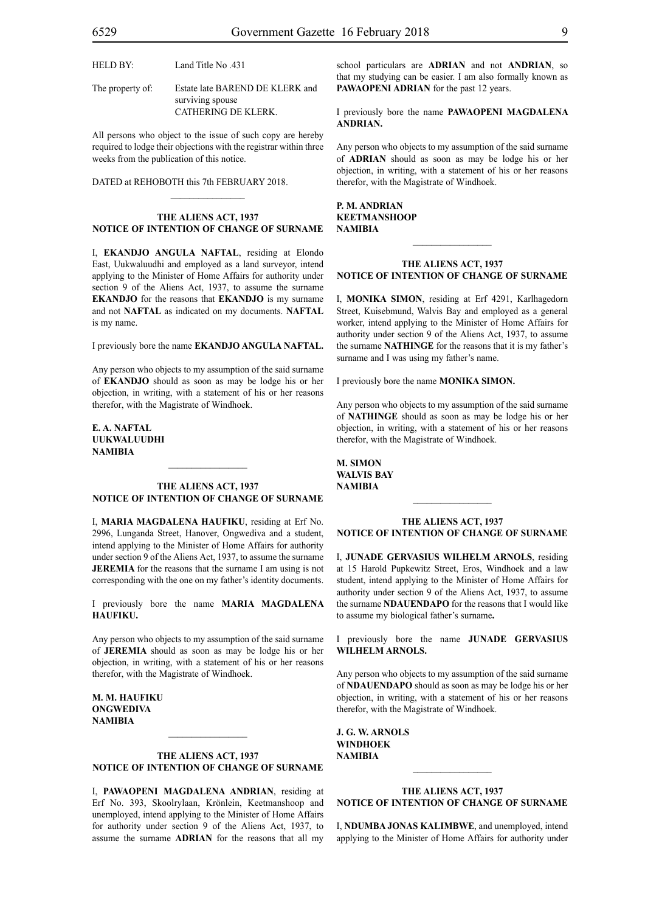| HELD BY: | Land Title No .431 |
|---|---|
| The property of: | Estate late BAREND DE KLERK and surviving spouse CATHERING DE KLERK. |

All persons who object to the issue of such copy are hereby required to lodge their objections with the registrar within three weeks from the publication of this notice.

DATED at REHOBOTH this 7th FEBRUARY 2018.

---

**THE ALIENS ACT, 1937**
**NOTICE OF INTENTION OF CHANGE OF SURNAME**

I, **EKANDJO ANGULA NAFTAL**, residing at Elondo East, Uukwaluudhi and employed as a land surveyor, intend applying to the Minister of Home Affairs for authority under section 9 of the Aliens Act, 1937, to assume the surname **EKANDJO** for the reasons that **EKANDJO** is my surname and not **NAFTAL** as indicated on my documents. **NAFTAL** is my name.

I previously bore the name **EKANDJO ANGULA NAFTAL.**

Any person who objects to my assumption of the said surname of **EKANDJO** should as soon as may be lodge his or her objection, in writing, with a statement of his or her reasons therefor, with the Magistrate of Windhoek.

**E. A. NAFTAL**
**UUKWALUUDHI**
**NAMIBIA**

---

**THE ALIENS ACT, 1937**
**NOTICE OF INTENTION OF CHANGE OF SURNAME**

I, **MARIA MAGDALENA HAUFIKU**, residing at Erf No. 2996, Lunganda Street, Hanover, Ongwediva and a student, intend applying to the Minister of Home Affairs for authority under section 9 of the Aliens Act, 1937, to assume the surname **JEREMIA** for the reasons that the surname I am using is not corresponding with the one on my father's identity documents.

I previously bore the name **MARIA MAGDALENA HAUFIKU.**

Any person who objects to my assumption of the said surname of **JEREMIA** should as soon as may be lodge his or her objection, in writing, with a statement of his or her reasons therefor, with the Magistrate of Windhoek.

**M. M. HAUFIKU**
**ONGWEDIVA**
**NAMIBIA**

---

**THE ALIENS ACT, 1937**
**NOTICE OF INTENTION OF CHANGE OF SURNAME**

I, **PAWAOPENI MAGDALENA ANDRIAN**, residing at Erf No. 393, Skoolrylaan, Krönlein, Keetmanshoop and unemployed, intend applying to the Minister of Home Affairs for authority under section 9 of the Aliens Act, 1937, to assume the surname **ADRIAN** for the reasons that all my school particulars are **ADRIAN** and not **ANDRIAN**, so that my studying can be easier. I am also formally known as **PAWAOPENI ADRIAN** for the past 12 years.

I previously bore the name **PAWAOPENI MAGDALENA ANDRIAN.**

Any person who objects to my assumption of the said surname of **ADRIAN** should as soon as may be lodge his or her objection, in writing, with a statement of his or her reasons therefor, with the Magistrate of Windhoek.

**P. M. ANDRIAN**
**KEETMANSHOOP**
**NAMIBIA**

---

**THE ALIENS ACT, 1937**
**NOTICE OF INTENTION OF CHANGE OF SURNAME**

I, **MONIKA SIMON**, residing at Erf 4291, Karlhagedorn Street, Kuisebmund, Walvis Bay and employed as a general worker, intend applying to the Minister of Home Affairs for authority under section 9 of the Aliens Act, 1937, to assume the surname **NATHINGE** for the reasons that it is my father's surname and I was using my father's name.

I previously bore the name **MONIKA SIMON.**

Any person who objects to my assumption of the said surname of **NATHINGE** should as soon as may be lodge his or her objection, in writing, with a statement of his or her reasons therefor, with the Magistrate of Windhoek.

**M. SIMON**
**WALVIS BAY**
**NAMIBIA**

---

**THE ALIENS ACT, 1937**
**NOTICE OF INTENTION OF CHANGE OF SURNAME**

I, **JUNADE GERVASIUS WILHELM ARNOLS**, residing at 15 Harold Pupkewitz Street, Eros, Windhoek and a law student, intend applying to the Minister of Home Affairs for authority under section 9 of the Aliens Act, 1937, to assume the surname **NDAUENDAPO** for the reasons that I would like to assume my biological father's surname**.**

I previously bore the name **JUNADE GERVASIUS WILHELM ARNOLS.**

Any person who objects to my assumption of the said surname of **NDAUENDAPO** should as soon as may be lodge his or her objection, in writing, with a statement of his or her reasons therefor, with the Magistrate of Windhoek.

**J. G. W. ARNOLS**
**WINDHOEK**
**NAMIBIA**

---

**THE ALIENS ACT, 1937**
**NOTICE OF INTENTION OF CHANGE OF SURNAME**

I, **NDUMBA JONAS KALIMBWE**, and unemployed, intend applying to the Minister of Home Affairs for authority under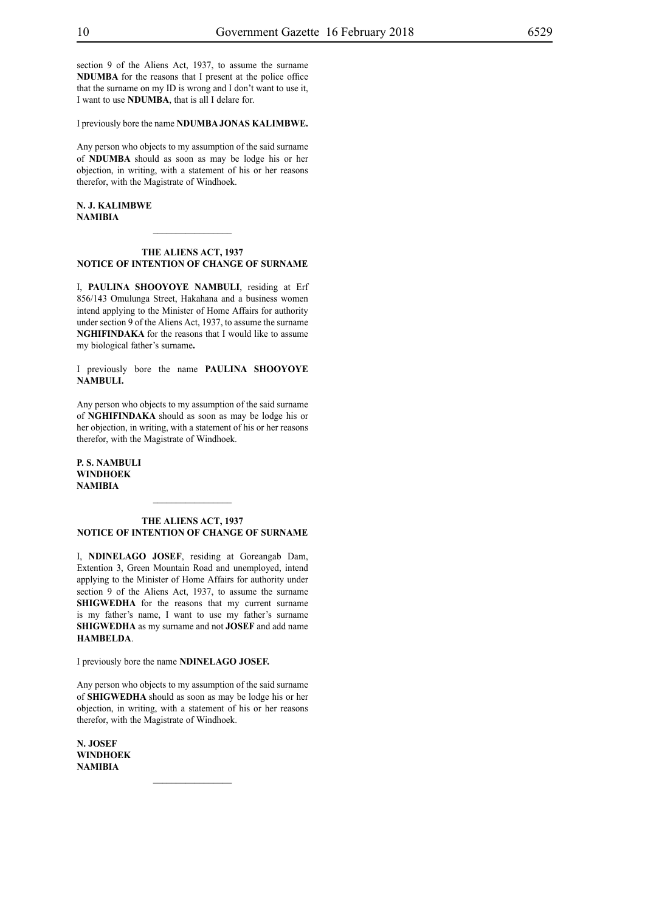section 9 of the Aliens Act, 1937, to assume the surname **NDUMBA** for the reasons that I present at the police office that the surname on my ID is wrong and I don't want to use it, I want to use **NDUMBA**, that is all I delare for.

I previously bore the name **NDUMBA JONAS KALIMBWE.**

Any person who objects to my assumption of the said surname of **NDUMBA** should as soon as may be lodge his or her objection, in writing, with a statement of his or her reasons therefor, with the Magistrate of Windhoek.

**N. J. KALIMBWE**
**NAMIBIA**

---

**THE ALIENS ACT, 1937**
**NOTICE OF INTENTION OF CHANGE OF SURNAME**

I, **PAULINA SHOOYOYE NAMBULI**, residing at Erf 856/143 Omulunga Street, Hakahana and a business women intend applying to the Minister of Home Affairs for authority under section 9 of the Aliens Act, 1937, to assume the surname **NGHIFINDAKA** for the reasons that I would like to assume my biological father's surname**.**

I previously bore the name **PAULINA SHOOYOYE NAMBULI.**

Any person who objects to my assumption of the said surname of **NGHIFINDAKA** should as soon as may be lodge his or her objection, in writing, with a statement of his or her reasons therefor, with the Magistrate of Windhoek.

**P. S. NAMBULI**
**WINDHOEK**
**NAMIBIA**

---

**THE ALIENS ACT, 1937**
**NOTICE OF INTENTION OF CHANGE OF SURNAME**

I, **NDINELAGO JOSEF**, residing at Goreangab Dam, Extention 3, Green Mountain Road and unemployed, intend applying to the Minister of Home Affairs for authority under section 9 of the Aliens Act, 1937, to assume the surname **SHIGWEDHA** for the reasons that my current surname is my father's name, I want to use my father's surname **SHIGWEDHA** as my surname and not **JOSEF** and add name **HAMBELDA**.

I previously bore the name **NDINELAGO JOSEF.**

Any person who objects to my assumption of the said surname of **SHIGWEDHA** should as soon as may be lodge his or her objection, in writing, with a statement of his or her reasons therefor, with the Magistrate of Windhoek.

**N. JOSEF**
**WINDHOEK**
**NAMIBIA**

---